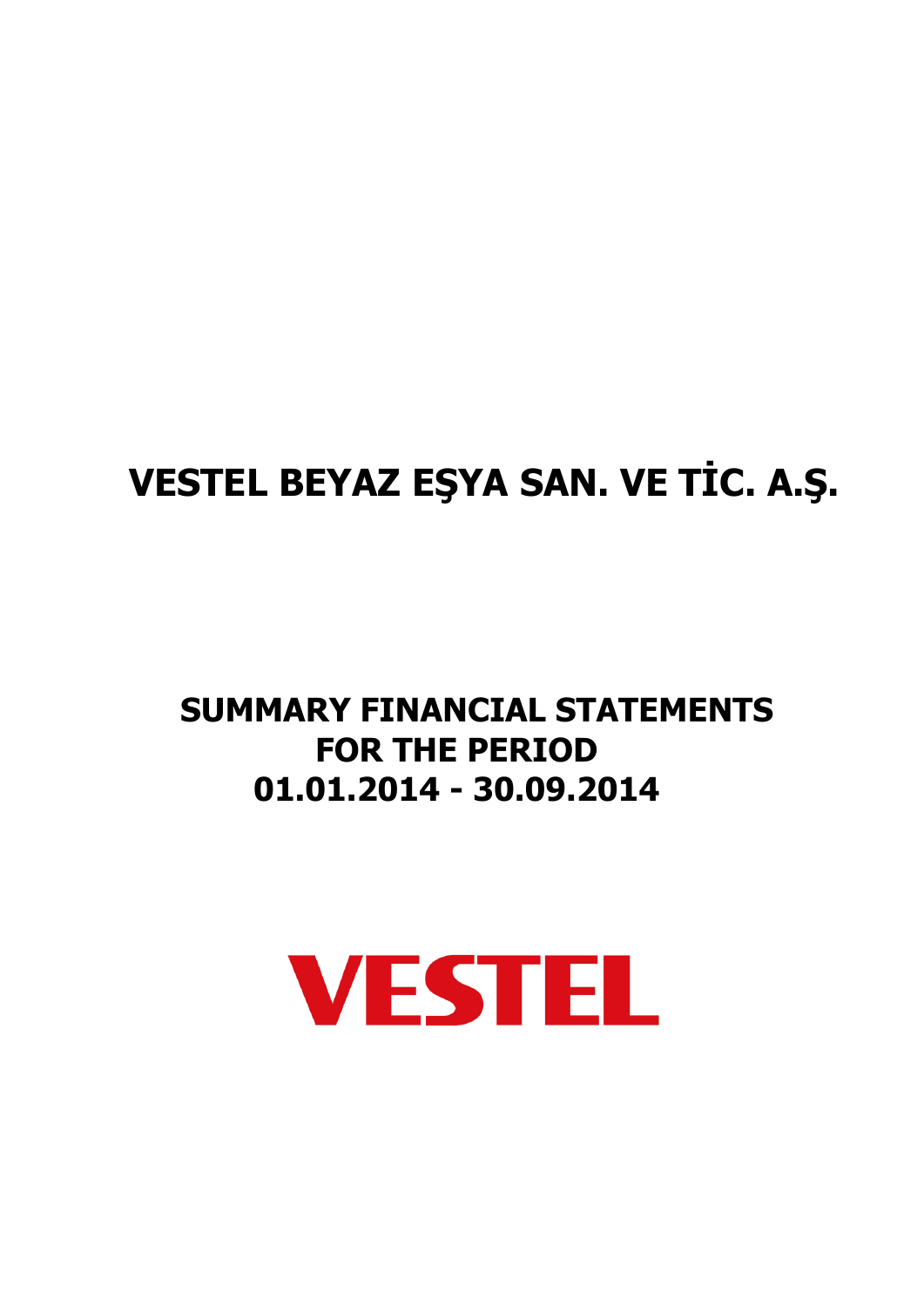# VESTEL BEYAZ EŞYA SAN. VE TİC. A.Ş.

## SUMMARY FINANCIAL STATEMENTS FOR THE PERIOD 01.01.2014 - 30.09.2014

VESTEL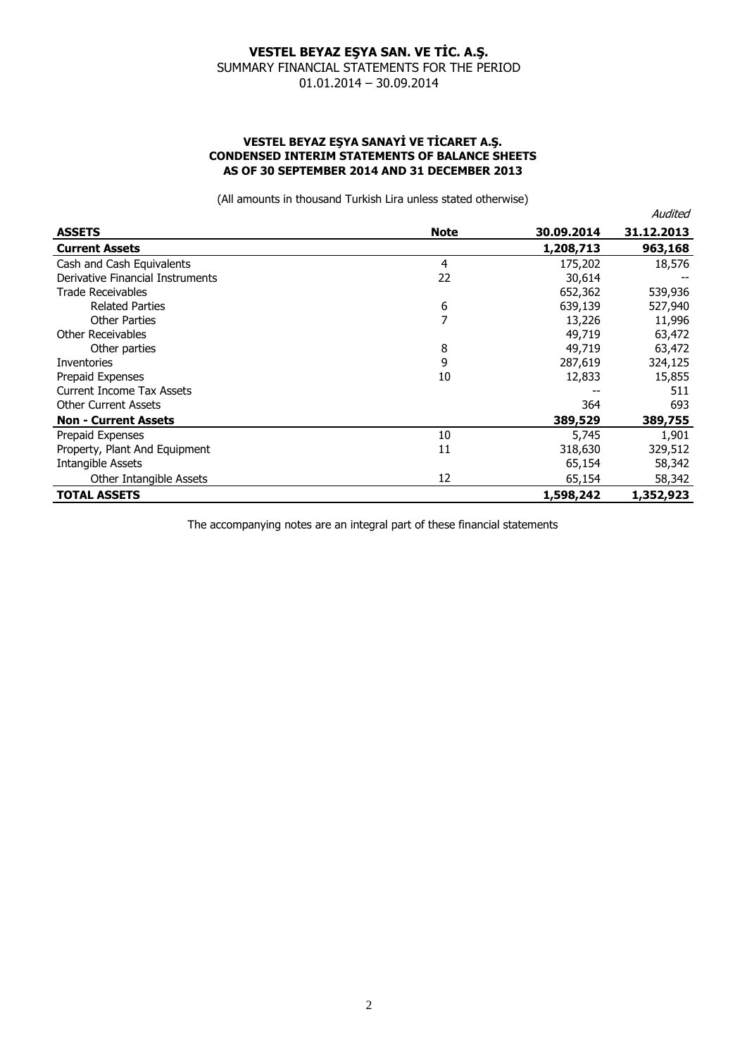# VESTEL BEYAZ EŞYA SAN. VE TİC. A.Ş.

SUMMARY FINANCIAL STATEMENTS FOR THE PERIOD
01.01.2014 – 30.09.2014

## VESTEL BEYAZ EŞYA SANAYİ VE TİCARET A.Ş.
## CONDENSED INTERIM STATEMENTS OF BALANCE SHEETS
## AS OF 30 SEPTEMBER 2014 AND 31 DECEMBER 2013

(All amounts in thousand Turkish Lira unless stated otherwise)

| ASSETS | Note | 30.09.2014 | *Audited* 31.12.2013 |
|---|---|---|---|
| **Current Assets** | | **1,208,713** | **963,168** |
| Cash and Cash Equivalents | 4 | 175,202 | 18,576 |
| Derivative Financial Instruments | 22 | 30,614 | -- |
| Trade Receivables | | 652,362 | 539,936 |
| Related Parties | 6 | 639,139 | 527,940 |
| Other Parties | 7 | 13,226 | 11,996 |
| Other Receivables | | 49,719 | 63,472 |
| Other parties | 8 | 49,719 | 63,472 |
| Inventories | 9 | 287,619 | 324,125 |
| Prepaid Expenses | 10 | 12,833 | 15,855 |
| Current Income Tax Assets | | -- | 511 |
| Other Current Assets | | 364 | 693 |
| **Non - Current Assets** | | **389,529** | **389,755** |
| Prepaid Expenses | 10 | 5,745 | 1,901 |
| Property, Plant And Equipment | 11 | 318,630 | 329,512 |
| Intangible Assets | | 65,154 | 58,342 |
| Other Intangible Assets | 12 | 65,154 | 58,342 |
| **TOTAL ASSETS** | | **1,598,242** | **1,352,923** |

The accompanying notes are an integral part of these financial statements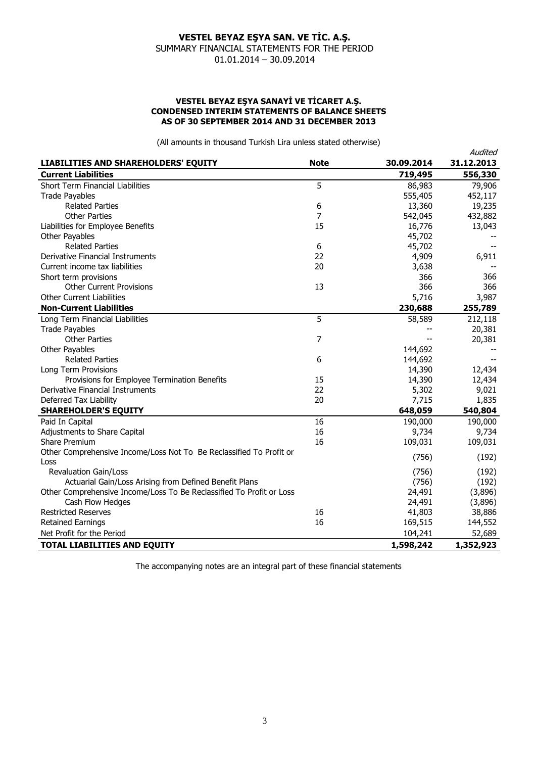# VESTEL BEYAZ EŞYA SAN. VE TİC. A.Ş.

SUMMARY FINANCIAL STATEMENTS FOR THE PERIOD
01.01.2014 – 30.09.2014

### VESTEL BEYAZ EŞYA SANAYİ VE TİCARET A.Ş.
### CONDENSED INTERIM STATEMENTS OF BALANCE SHEETS
### AS OF 30 SEPTEMBER 2014 AND 31 DECEMBER 2013

(All amounts in thousand Turkish Lira unless stated otherwise)

| LIABILITIES AND SHAREHOLDERS' EQUITY | Note | 30.09.2014 | *Audited* 31.12.2013 |
|---|---|---|---|
| **Current Liabilities** | | **719,495** | **556,330** |
| Short Term Financial Liabilities | 5 | 86,983 | 79,906 |
| Trade Payables | | 555,405 | 452,117 |
| Related Parties | 6 | 13,360 | 19,235 |
| Other Parties | 7 | 542,045 | 432,882 |
| Liabilities for Employee Benefits | 15 | 16,776 | 13,043 |
| Other Payables | | 45,702 | -- |
| Related Parties | 6 | 45,702 | -- |
| Derivative Financial Instruments | 22 | 4,909 | 6,911 |
| Current income tax liabilities | 20 | 3,638 | -- |
| Short term provisions | | 366 | 366 |
| Other Current Provisions | 13 | 366 | 366 |
| Other Current Liabilities | | 5,716 | 3,987 |
| **Non-Current Liabilities** | | **230,688** | **255,789** |
| Long Term Financial Liabilities | 5 | 58,589 | 212,118 |
| Trade Payables | | -- | 20,381 |
| Other Parties | 7 | -- | 20,381 |
| Other Payables | | 144,692 | -- |
| Related Parties | 6 | 144,692 | -- |
| Long Term Provisions | | 14,390 | 12,434 |
| Provisions for Employee Termination Benefits | 15 | 14,390 | 12,434 |
| Derivative Financial Instruments | 22 | 5,302 | 9,021 |
| Deferred Tax Liability | 20 | 7,715 | 1,835 |
| **SHAREHOLDER'S EQUITY** | | **648,059** | **540,804** |
| Paid In Capital | 16 | 190,000 | 190,000 |
| Adjustments to Share Capital | 16 | 9,734 | 9,734 |
| Share Premium | 16 | 109,031 | 109,031 |
| Other Comprehensive Income/Loss Not To Be Reclassified To Profit or Loss | | (756) | (192) |
| Revaluation Gain/Loss | | (756) | (192) |
| Actuarial Gain/Loss Arising from Defined Benefit Plans | | (756) | (192) |
| Other Comprehensive Income/Loss To Be Reclassified To Profit or Loss | | 24,491 | (3,896) |
| Cash Flow Hedges | | 24,491 | (3,896) |
| Restricted Reserves | 16 | 41,803 | 38,886 |
| Retained Earnings | 16 | 169,515 | 144,552 |
| Net Profit for the Period | | 104,241 | 52,689 |
| **TOTAL LIABILITIES AND EQUITY** | | **1,598,242** | **1,352,923** |

The accompanying notes are an integral part of these financial statements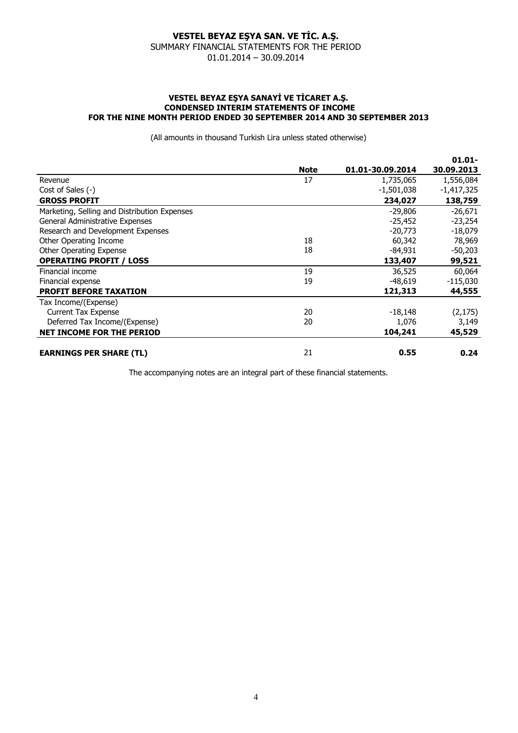**VESTEL BEYAZ EŞYA SAN. VE TİC. A.Ş.**
SUMMARY FINANCIAL STATEMENTS FOR THE PERIOD
01.01.2014 – 30.09.2014

### VESTEL BEYAZ EŞYA SANAYİ VE TİCARET A.Ş.
### CONDENSED INTERIM STATEMENTS OF INCOME
### FOR THE NINE MONTH PERIOD ENDED 30 SEPTEMBER 2014 AND 30 SEPTEMBER 2013

(All amounts in thousand Turkish Lira unless stated otherwise)

| | Note | 01.01-30.09.2014 | 01.01-30.09.2013 |
|---|---|---|---|
| Revenue | 17 | 1,735,065 | 1,556,084 |
| Cost of Sales (-) | | -1,501,038 | -1,417,325 |
| **GROSS PROFIT** | | **234,027** | **138,759** |
| Marketing, Selling and Distribution Expenses | | -29,806 | -26,671 |
| General Administrative Expenses | | -25,452 | -23,254 |
| Research and Development Expenses | | -20,773 | -18,079 |
| Other Operating Income | 18 | 60,342 | 78,969 |
| Other Operating Expense | 18 | -84,931 | -50,203 |
| **OPERATING PROFIT / LOSS** | | **133,407** | **99,521** |
| Financial income | 19 | 36,525 | 60,064 |
| Financial expense | 19 | -48,619 | -115,030 |
| **PROFIT BEFORE TAXATION** | | **121,313** | **44,555** |
| Tax Income/(Expense) | | | |
| Current Tax Expense | 20 | -18,148 | (2,175) |
| Deferred Tax Income/(Expense) | 20 | 1,076 | 3,149 |
| **NET INCOME FOR THE PERIOD** | | **104,241** | **45,529** |
| **EARNINGS PER SHARE (TL)** | 21 | **0.55** | **0.24** |

The accompanying notes are an integral part of these financial statements.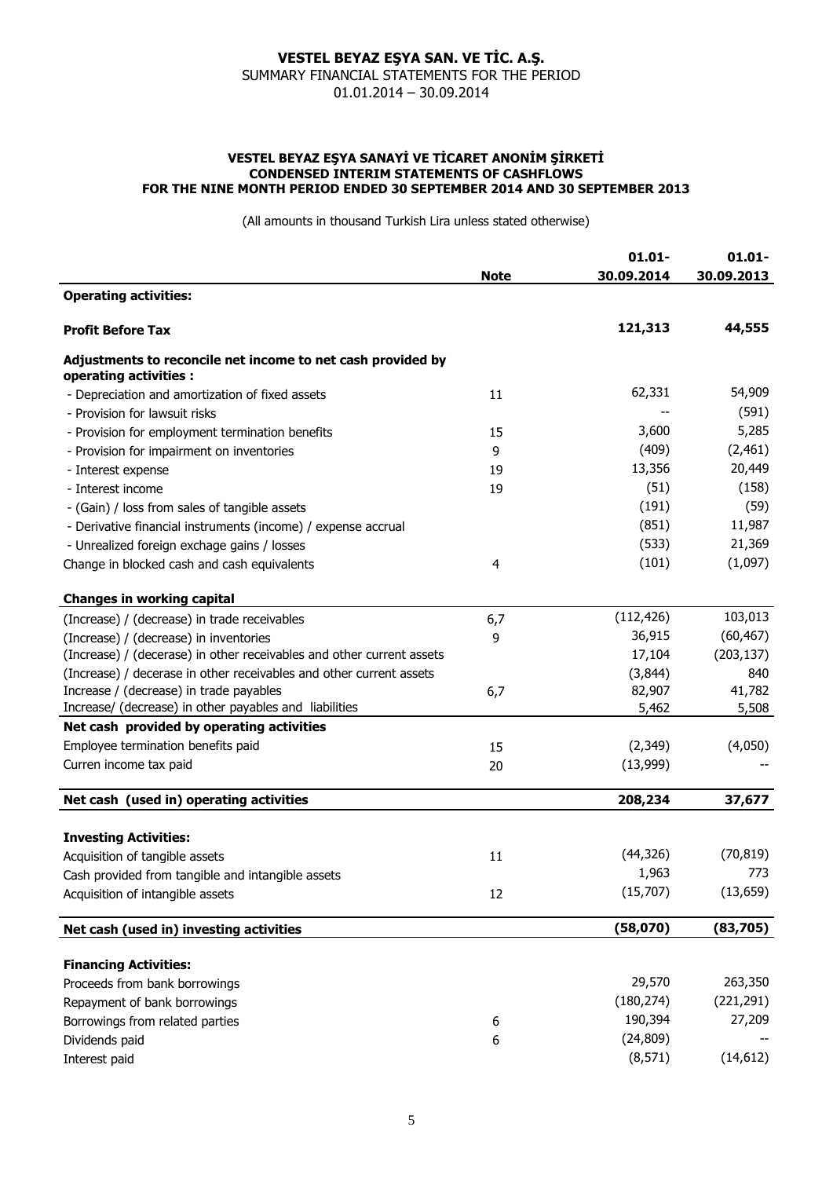# VESTEL BEYAZ EŞYA SAN. VE TİC. A.Ş.

SUMMARY FINANCIAL STATEMENTS FOR THE PERIOD

01.01.2014 – 30.09.2014

## VESTEL BEYAZ EŞYA SANAYİ VE TİCARET ANONİM ŞİRKETİ
## CONDENSED INTERIM STATEMENTS OF CASHFLOWS
## FOR THE NINE MONTH PERIOD ENDED 30 SEPTEMBER 2014 AND 30 SEPTEMBER 2013

(All amounts in thousand Turkish Lira unless stated otherwise)

| | Note | 01.01-30.09.2014 | 01.01-30.09.2013 |
|---|---|---|---|
| **Operating activities:** | | | |
| **Profit Before Tax** | | **121,313** | **44,555** |
| **Adjustments to reconcile net income to net cash provided by operating activities :** | | | |
| - Depreciation and amortization of fixed assets | 11 | 62,331 | 54,909 |
| - Provision for lawsuit risks | | -- | (591) |
| - Provision for employment termination benefits | 15 | 3,600 | 5,285 |
| - Provision for impairment on inventories | 9 | (409) | (2,461) |
| - Interest expense | 19 | 13,356 | 20,449 |
| - Interest income | 19 | (51) | (158) |
| - (Gain) / loss from sales of tangible assets | | (191) | (59) |
| - Derivative financial instruments (income) / expense accrual | | (851) | 11,987 |
| - Unrealized foreign exchage gains / losses | | (533) | 21,369 |
| Change in blocked cash and cash equivalents | 4 | (101) | (1,097) |
| **Changes in working capital** | | | |
| (Increase) / (decrease) in trade receivables | 6,7 | (112,426) | 103,013 |
| (Increase) / (decrease) in inventories | 9 | 36,915 | (60,467) |
| (Increase) / (decerase) in other receivables and other current assets | | 17,104 | (203,137) |
| (Increase) / decerase in other receivables and other current assets | | (3,844) | 840 |
| Increase / (decrease) in trade payables | 6,7 | 82,907 | 41,782 |
| Increase/ (decrease) in other payables and liabilities | | 5,462 | 5,508 |
| **Net cash provided by operating activities** | | | |
| Employee termination benefits paid | 15 | (2,349) | (4,050) |
| Curren income tax paid | 20 | (13,999) | -- |
| **Net cash (used in) operating activities** | | **208,234** | **37,677** |
| **Investing Activities:** | | | |
| Acquisition of tangible assets | 11 | (44,326) | (70,819) |
| Cash provided from tangible and intangible assets | | 1,963 | 773 |
| Acquisition of intangible assets | 12 | (15,707) | (13,659) |
| **Net cash (used in) investing activities** | | **(58,070)** | **(83,705)** |
| **Financing Activities:** | | | |
| Proceeds from bank borrowings | | 29,570 | 263,350 |
| Repayment of bank borrowings | | (180,274) | (221,291) |
| Borrowings from related parties | 6 | 190,394 | 27,209 |
| Dividends paid | 6 | (24,809) | -- |
| Interest paid | | (8,571) | (14,612) |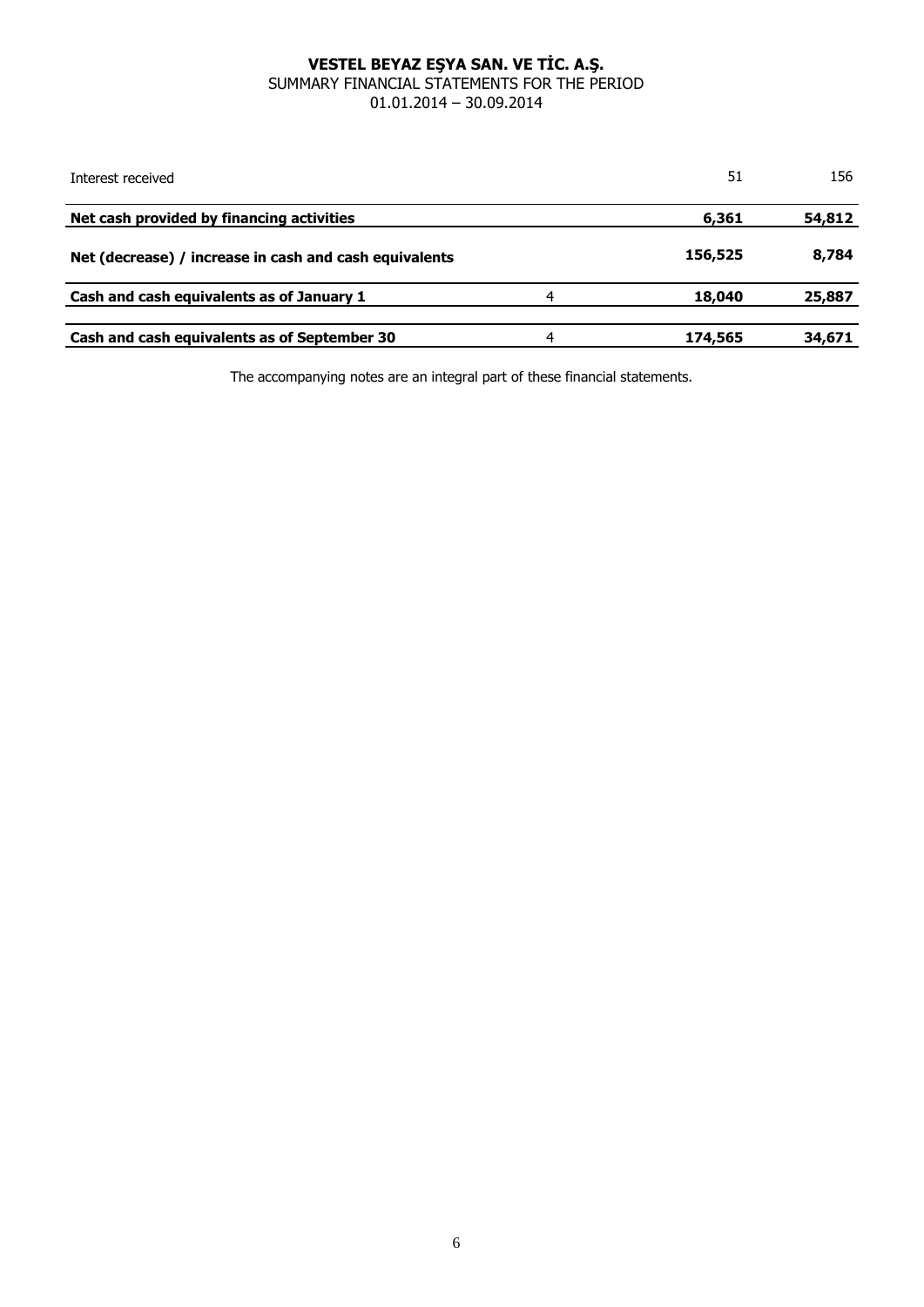| | | | |
|---|---|---|---|
| Interest received | | 51 | 156 |
| **Net cash provided by financing activities** | | **6,361** | **54,812** |
| **Net (decrease) / increase in cash and cash equivalents** | | **156,525** | **8,784** |
| **Cash and cash equivalents as of January 1** | 4 | **18,040** | **25,887** |
| **Cash and cash equivalents as of September 30** | 4 | **174,565** | **34,671** |

The accompanying notes are an integral part of these financial statements.